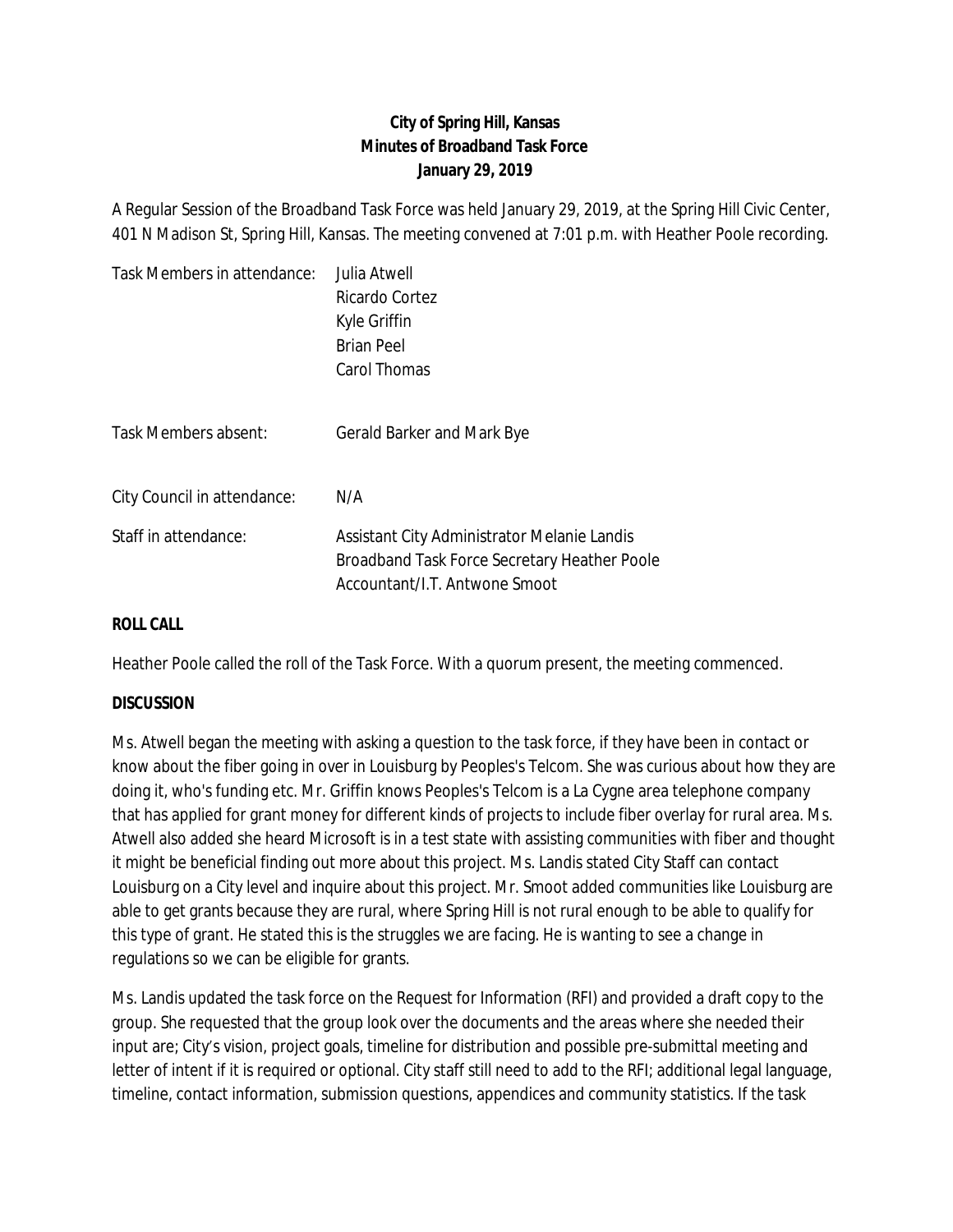**City of Spring Hill, Kansas**
**Minutes of Broadband Task Force**
**January 29, 2019**

A Regular Session of the Broadband Task Force was held January 29, 2019, at the Spring Hill Civic Center, 401 N Madison St, Spring Hill, Kansas. The meeting convened at 7:01 p.m. with Heather Poole recording.

| | |
|---|---|
| Task Members in attendance: | Julia Atwell<br>Ricardo Cortez<br>Kyle Griffin<br>Brian Peel<br>Carol Thomas |
| Task Members absent: | Gerald Barker and Mark Bye |
| City Council in attendance: | N/A |
| Staff in attendance: | Assistant City Administrator Melanie Landis<br>Broadband Task Force Secretary Heather Poole<br>Accountant/I.T. Antwone Smoot |

**ROLL CALL**

Heather Poole called the roll of the Task Force. With a quorum present, the meeting commenced.

**DISCUSSION**

Ms. Atwell began the meeting with asking a question to the task force, if they have been in contact or know about the fiber going in over in Louisburg by Peoples's Telcom. She was curious about how they are doing it, who's funding etc. Mr. Griffin knows Peoples's Telcom is a La Cygne area telephone company that has applied for grant money for different kinds of projects to include fiber overlay for rural area. Ms. Atwell also added she heard Microsoft is in a test state with assisting communities with fiber and thought it might be beneficial finding out more about this project. Ms. Landis stated City Staff can contact Louisburg on a City level and inquire about this project. Mr. Smoot added communities like Louisburg are able to get grants because they are rural, where Spring Hill is not rural enough to be able to qualify for this type of grant. He stated this is the struggles we are facing. He is wanting to see a change in regulations so we can be eligible for grants.

Ms. Landis updated the task force on the Request for Information (RFI) and provided a draft copy to the group. She requested that the group look over the documents and the areas where she needed their input are; City's vision, project goals, timeline for distribution and possible pre-submittal meeting and letter of intent if it is required or optional. City staff still need to add to the RFI; additional legal language, timeline, contact information, submission questions, appendices and community statistics. If the task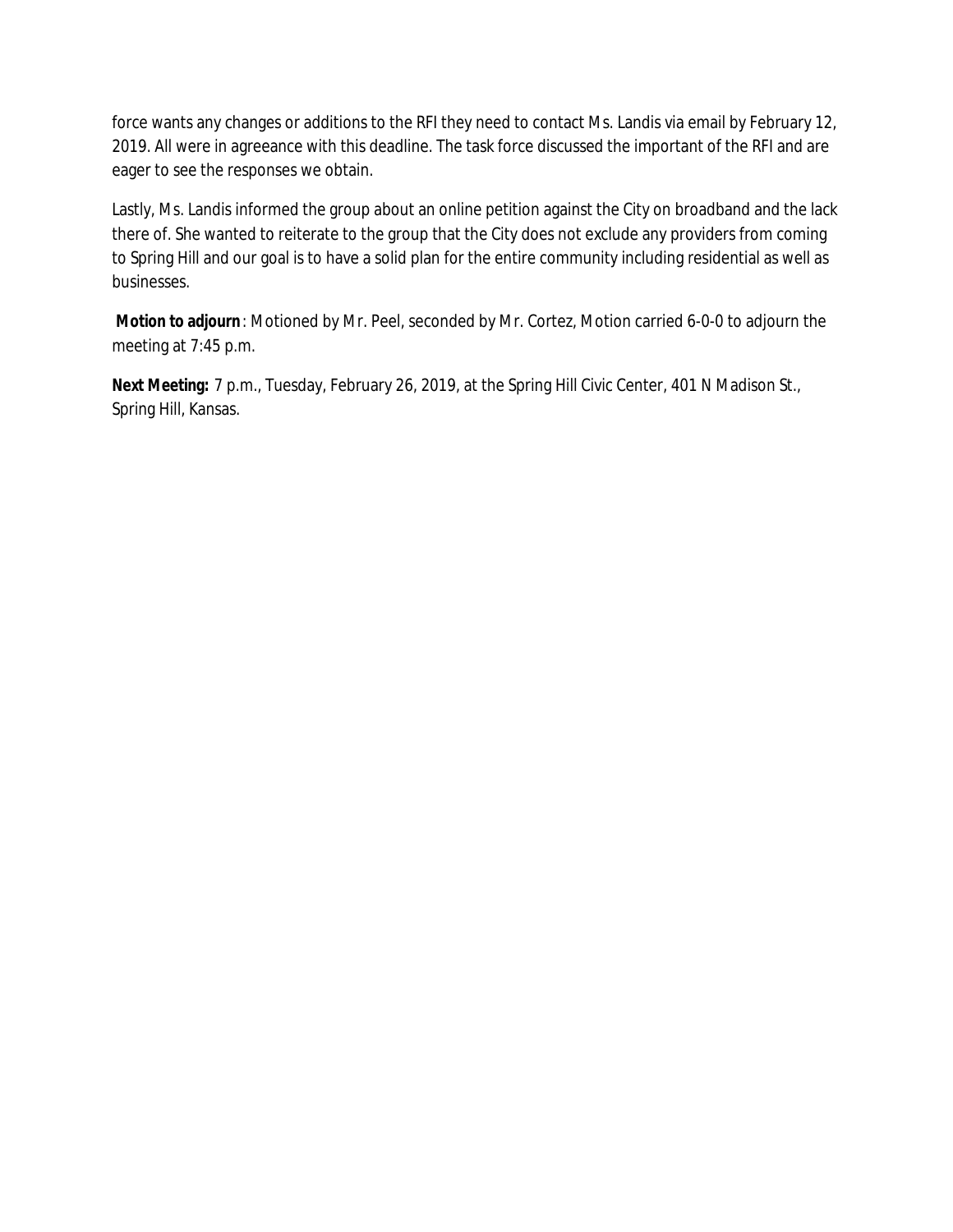force wants any changes or additions to the RFI they need to contact Ms. Landis via email by February 12, 2019. All were in agreeance with this deadline. The task force discussed the important of the RFI and are eager to see the responses we obtain.

Lastly, Ms. Landis informed the group about an online petition against the City on broadband and the lack there of. She wanted to reiterate to the group that the City does not exclude any providers from coming to Spring Hill and our goal is to have a solid plan for the entire community including residential as well as businesses.

**Motion to adjourn**: Motioned by Mr. Peel, seconded by Mr. Cortez, Motion carried 6-0-0 to adjourn the meeting at 7:45 p.m.

**Next Meeting:** 7 p.m., Tuesday, February 26, 2019, at the Spring Hill Civic Center, 401 N Madison St., Spring Hill, Kansas.